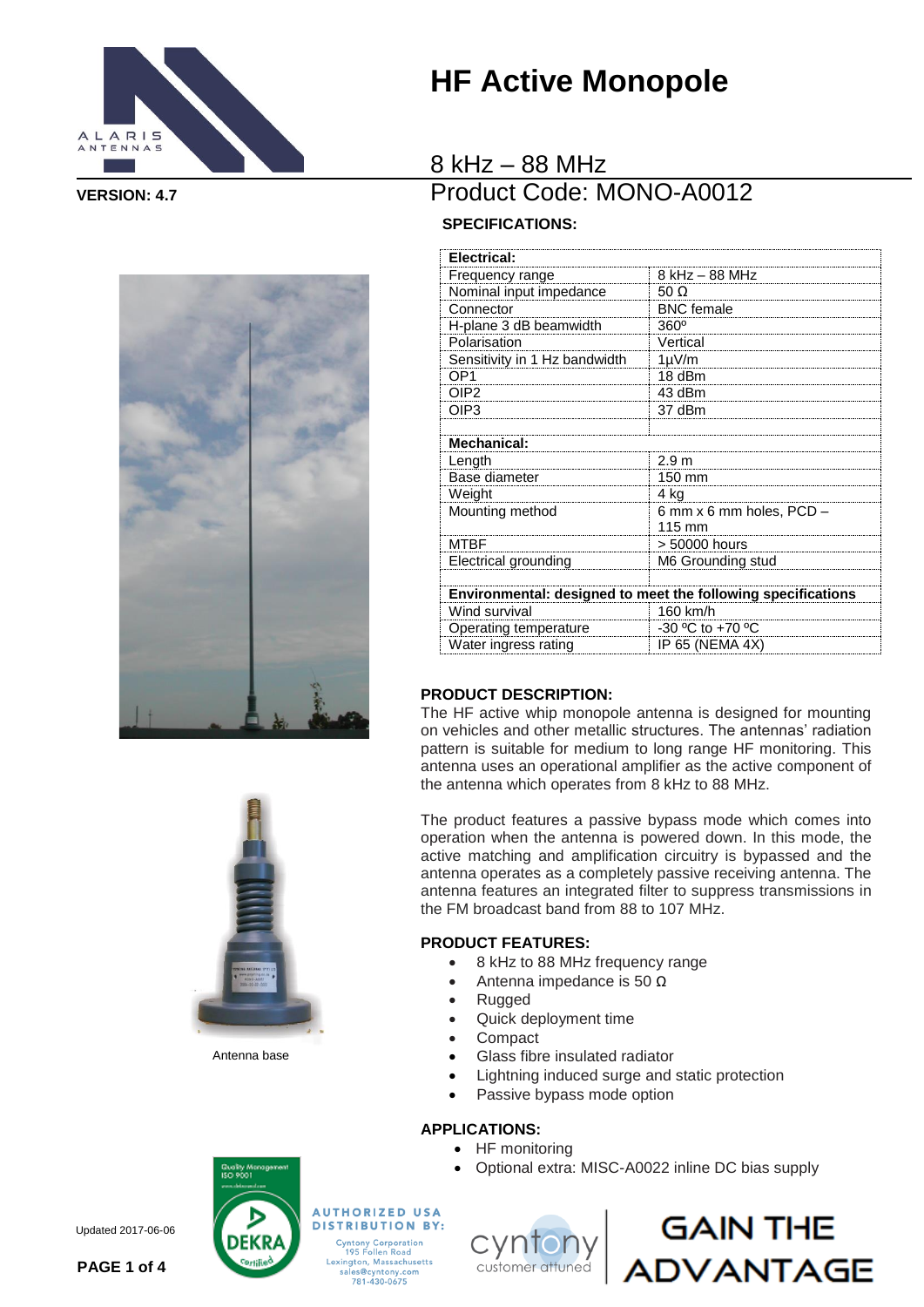# HF Active Monopole

VERSION: 4.7

## 8 kHz – 88 MHz
## Product Code: MONO-A0012

**SPECIFICATIONS:**

| **Electrical:** | |
|---|---|
| Frequency range | 8 kHz – 88 MHz |
| Nominal input impedance | 50 Ω |
| Connector | BNC female |
| H-plane 3 dB beamwidth | 360º |
| Polarisation | Vertical |
| Sensitivity in 1 Hz bandwidth | 1µV/m |
| OP1 | 18 dBm |
| OIP2 | 43 dBm |
| OIP3 | 37 dBm |
| | |
| **Mechanical:** | |
| Length | 2.9 m |
| Base diameter | 150 mm |
| Weight | 4 kg |
| Mounting method | 6 mm x 6 mm holes, PCD – 115 mm |
| MTBF | > 50000 hours |
| Electrical grounding | M6 Grounding stud |
| | |
| **Environmental: designed to meet the following specifications** | |
| Wind survival | 160 km/h |
| Operating temperature | -30 ºC to +70 ºC |
| Water ingress rating | IP 65 (NEMA 4X) |

Antenna base

**PRODUCT DESCRIPTION:**

The HF active whip monopole antenna is designed for mounting on vehicles and other metallic structures. The antennas' radiation pattern is suitable for medium to long range HF monitoring. This antenna uses an operational amplifier as the active component of the antenna which operates from 8 kHz to 88 MHz.

The product features a passive bypass mode which comes into operation when the antenna is powered down. In this mode, the active matching and amplification circuitry is bypassed and the antenna operates as a completely passive receiving antenna. The antenna features an integrated filter to suppress transmissions in the FM broadcast band from 88 to 107 MHz.

**PRODUCT FEATURES:**

- 8 kHz to 88 MHz frequency range
- Antenna impedance is 50 Ω
- Rugged
- Quick deployment time
- Compact
- Glass fibre insulated radiator
- Lightning induced surge and static protection
- Passive bypass mode option

**APPLICATIONS:**

- HF monitoring
- Optional extra: MISC-A0022 inline DC bias supply

Updated 2017-06-06

AUTHORIZED USA DISTRIBUTION BY:
Cyntony Corporation
195 Follen Road
Lexington, Massachusetts
sales@cyntony.com
781-430-0675

cyntony customer attuned

GAIN THE ADVANTAGE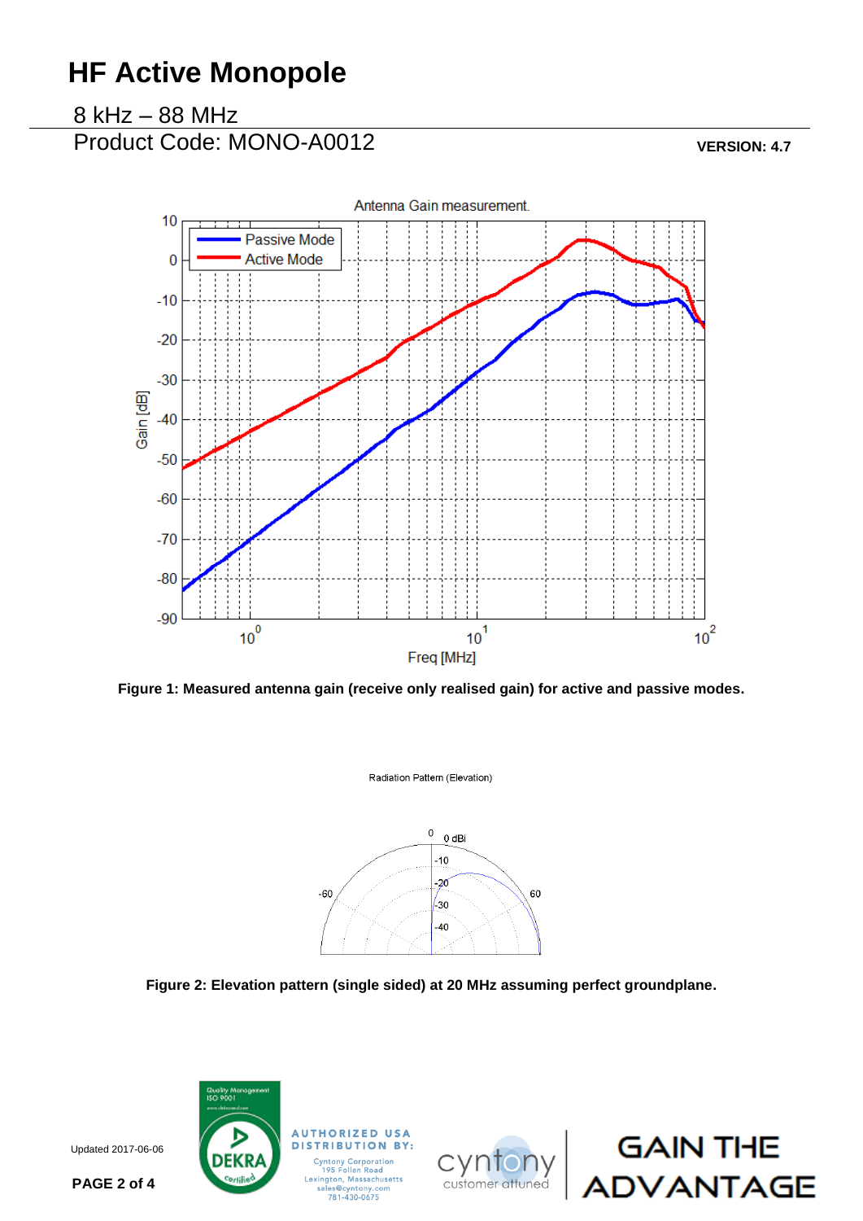# HF Active Monopole

8 kHz – 88 MHz

Product Code: MONO-A0012

**VERSION: 4.7**

**Figure 1: Measured antenna gain (receive only realised gain) for active and passive modes.**

**Figure 2: Elevation pattern (single sided) at 20 MHz assuming perfect groundplane.**

Updated 2017-06-06

AUTHORIZED USA DISTRIBUTION BY:
Cyntony Corporation
195 Follen Road
Lexington, Massachusetts
sales@cyntony.com
781-430-0675

GAIN THE ADVANTAGE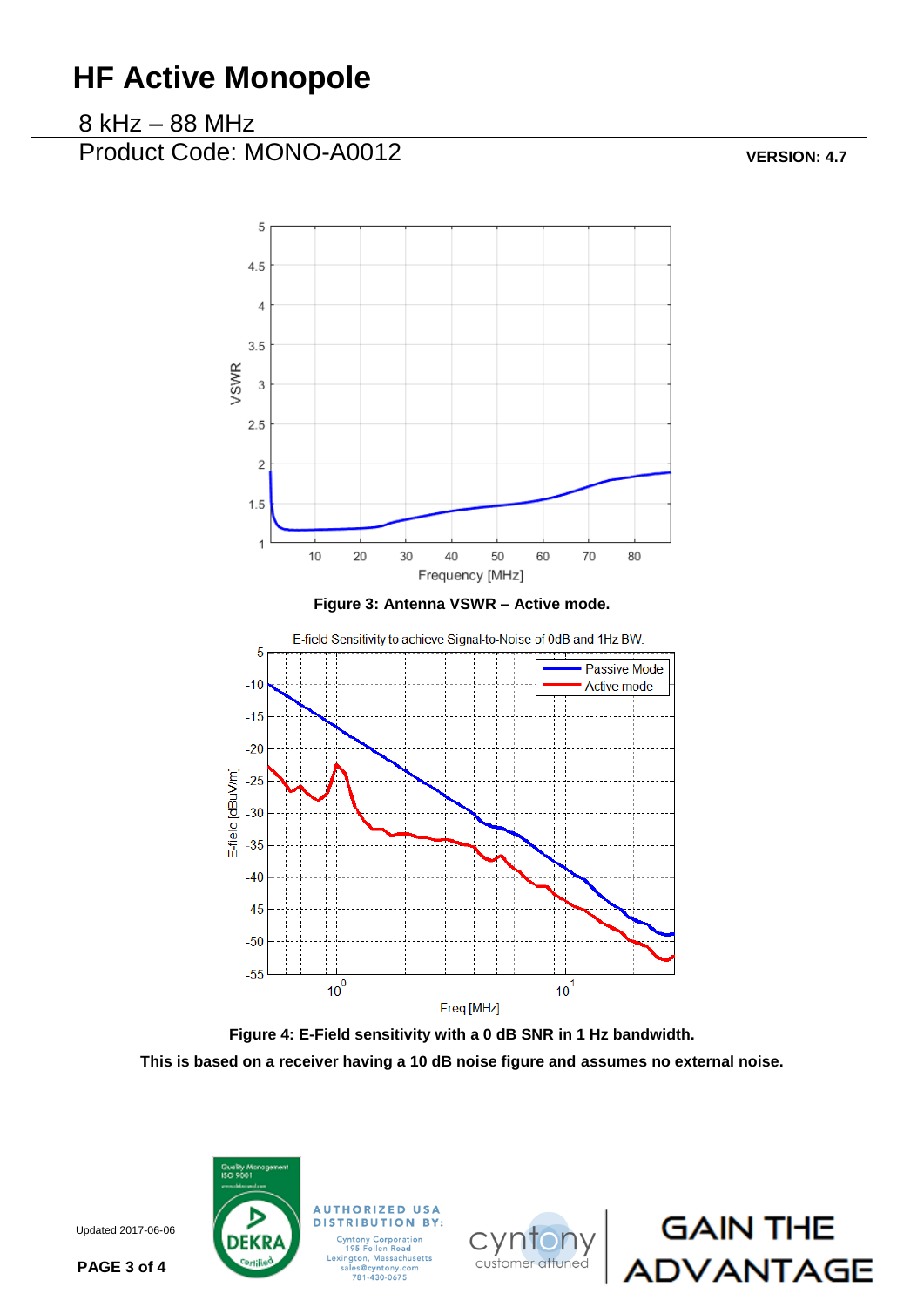# HF Active Monopole

8 kHz – 88 MHz
Product Code: MONO-A0012

**VERSION: 4.7**

**Figure 3: Antenna VSWR – Active mode.**

**Figure 4: E-Field sensitivity with a 0 dB SNR in 1 Hz bandwidth.**
**This is based on a receiver having a 10 dB noise figure and assumes no external noise.**

Updated 2017-06-06

AUTHORIZED USA DISTRIBUTION BY:
Cyntony Corporation
195 Follen Road
Lexington, Massachusetts
sales@cyntony.com
781-430-0675

GAIN THE ADVANTAGE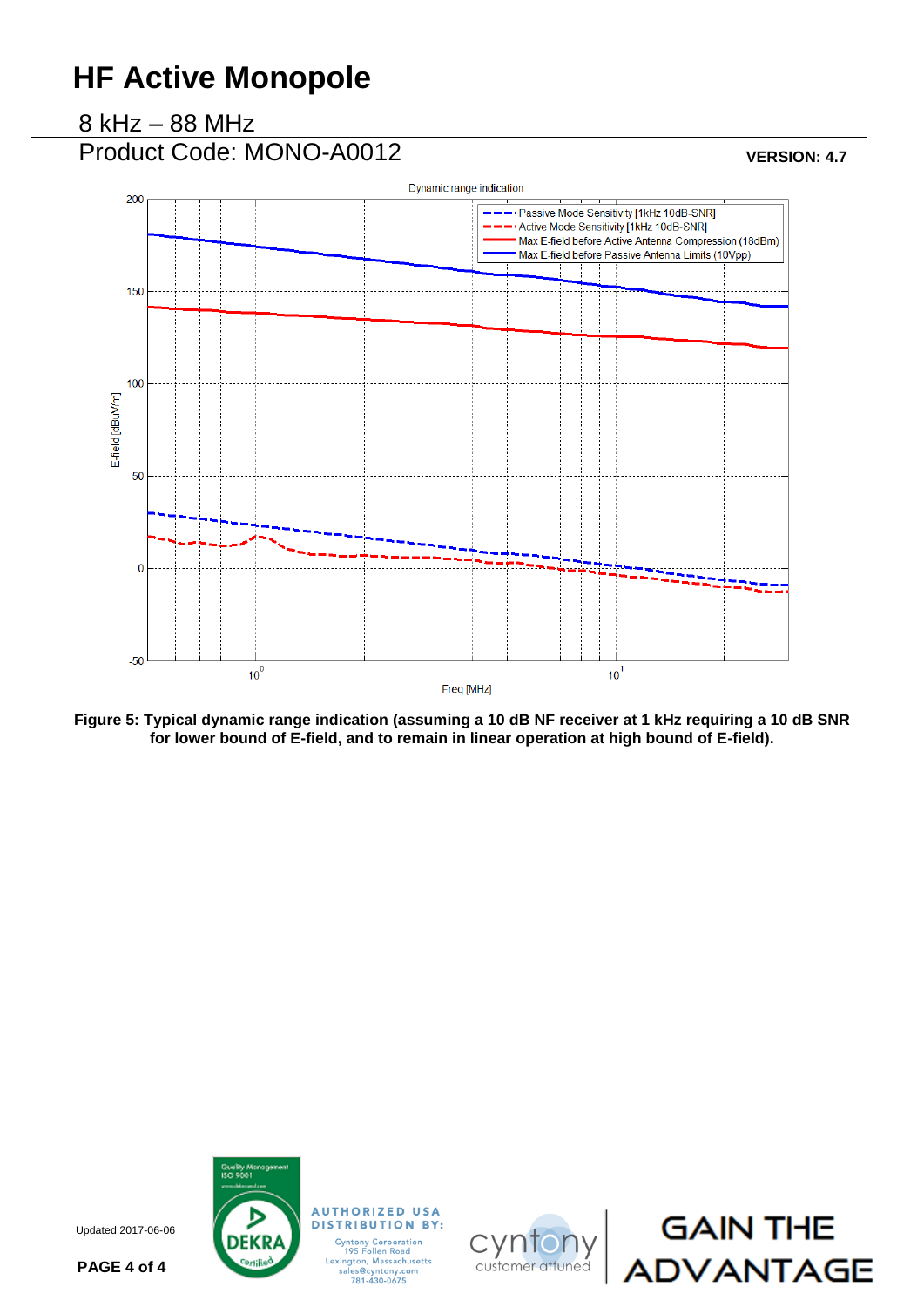# HF Active Monopole

8 kHz – 88 MHz

Product Code: MONO-A0012

**VERSION: 4.7**

Dynamic range indication

Passive Mode Sensitivity [1kHz 10dB-SNR]
Active Mode Sensitivity [1kHz 10dB-SNR]
Max E-field before Active Antenna Compression (18dBm)
Max E-field before Passive Antenna Limits (10Vpp)

E-field [dBuV/m]

200
150
100
50
0
-50

$10^0$
$10^1$

Freq [MHz]

**Figure 5: Typical dynamic range indication (assuming a 10 dB NF receiver at 1 kHz requiring a 10 dB SNR for lower bound of E-field, and to remain in linear operation at high bound of E-field).**

Updated 2017-06-06

AUTHORIZED USA DISTRIBUTION BY:
Cyntony Corporation
195 Follen Road
Lexington, Massachusetts
sales@cyntony.com
781-430-0675

GAIN THE ADVANTAGE